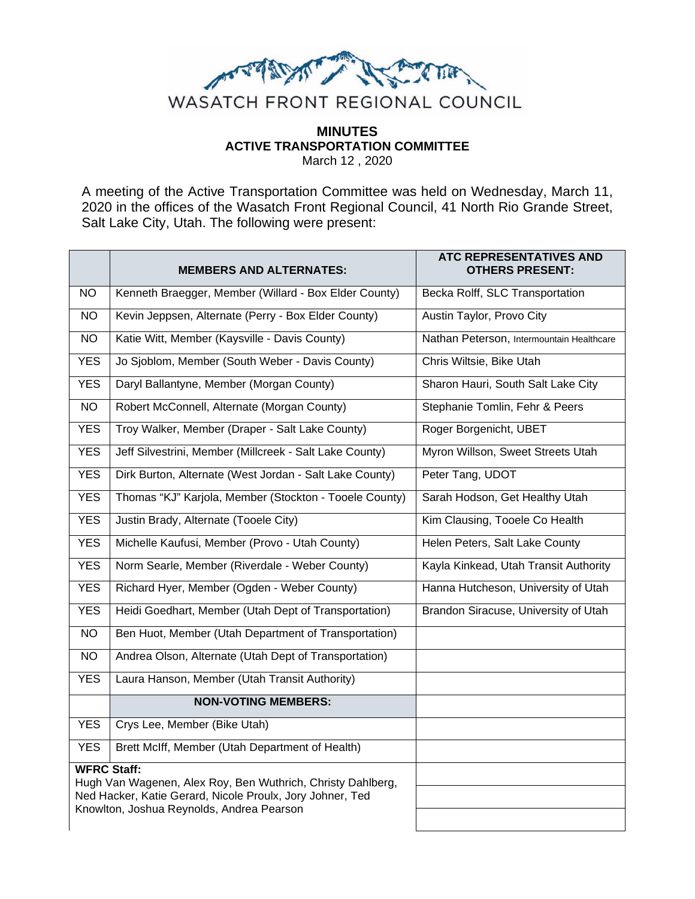WASATCH FRONT REGIONAL COUNCIL

# MINUTES
## ACTIVE TRANSPORTATION COMMITTEE
March 12 , 2020

A meeting of the Active Transportation Committee was held on Wednesday, March 11, 2020 in the offices of the Wasatch Front Regional Council, 41 North Rio Grande Street, Salt Lake City, Utah. The following were present:

| | MEMBERS AND ALTERNATES: | ATC REPRESENTATIVES AND OTHERS PRESENT: |
|---|---|---|
| NO | Kenneth Braegger, Member (Willard - Box Elder County) | Becka Rolff, SLC Transportation |
| NO | Kevin Jeppsen, Alternate (Perry - Box Elder County) | Austin Taylor, Provo City |
| NO | Katie Witt, Member (Kaysville - Davis County) | Nathan Peterson, Intermountain Healthcare |
| YES | Jo Sjoblom, Member (South Weber - Davis County) | Chris Wiltsie, Bike Utah |
| YES | Daryl Ballantyne, Member (Morgan County) | Sharon Hauri, South Salt Lake City |
| NO | Robert McConnell, Alternate (Morgan County) | Stephanie Tomlin, Fehr & Peers |
| YES | Troy Walker, Member (Draper - Salt Lake County) | Roger Borgenicht, UBET |
| YES | Jeff Silvestrini, Member (Millcreek - Salt Lake County) | Myron Willson, Sweet Streets Utah |
| YES | Dirk Burton, Alternate (West Jordan - Salt Lake County) | Peter Tang, UDOT |
| YES | Thomas "KJ" Karjola, Member (Stockton - Tooele County) | Sarah Hodson, Get Healthy Utah |
| YES | Justin Brady, Alternate (Tooele City) | Kim Clausing, Tooele Co Health |
| YES | Michelle Kaufusi, Member (Provo - Utah County) | Helen Peters, Salt Lake County |
| YES | Norm Searle, Member (Riverdale - Weber County) | Kayla Kinkead, Utah Transit Authority |
| YES | Richard Hyer, Member (Ogden - Weber County) | Hanna Hutcheson, University of Utah |
| YES | Heidi Goedhart, Member (Utah Dept of Transportation) | Brandon Siracuse, University of Utah |
| NO | Ben Huot, Member (Utah Department of Transportation) | |
| NO | Andrea Olson, Alternate (Utah Dept of Transportation) | |
| YES | Laura Hanson, Member (Utah Transit Authority) | |
| | **NON-VOTING MEMBERS:** | |
| YES | Crys Lee, Member (Bike Utah) | |
| YES | Brett McIff, Member (Utah Department of Health) | |

**WFRC Staff:**
Hugh Van Wagenen, Alex Roy, Ben Wuthrich, Christy Dahlberg, Ned Hacker, Katie Gerard, Nicole Proulx, Jory Johner, Ted Knowlton, Joshua Reynolds, Andrea Pearson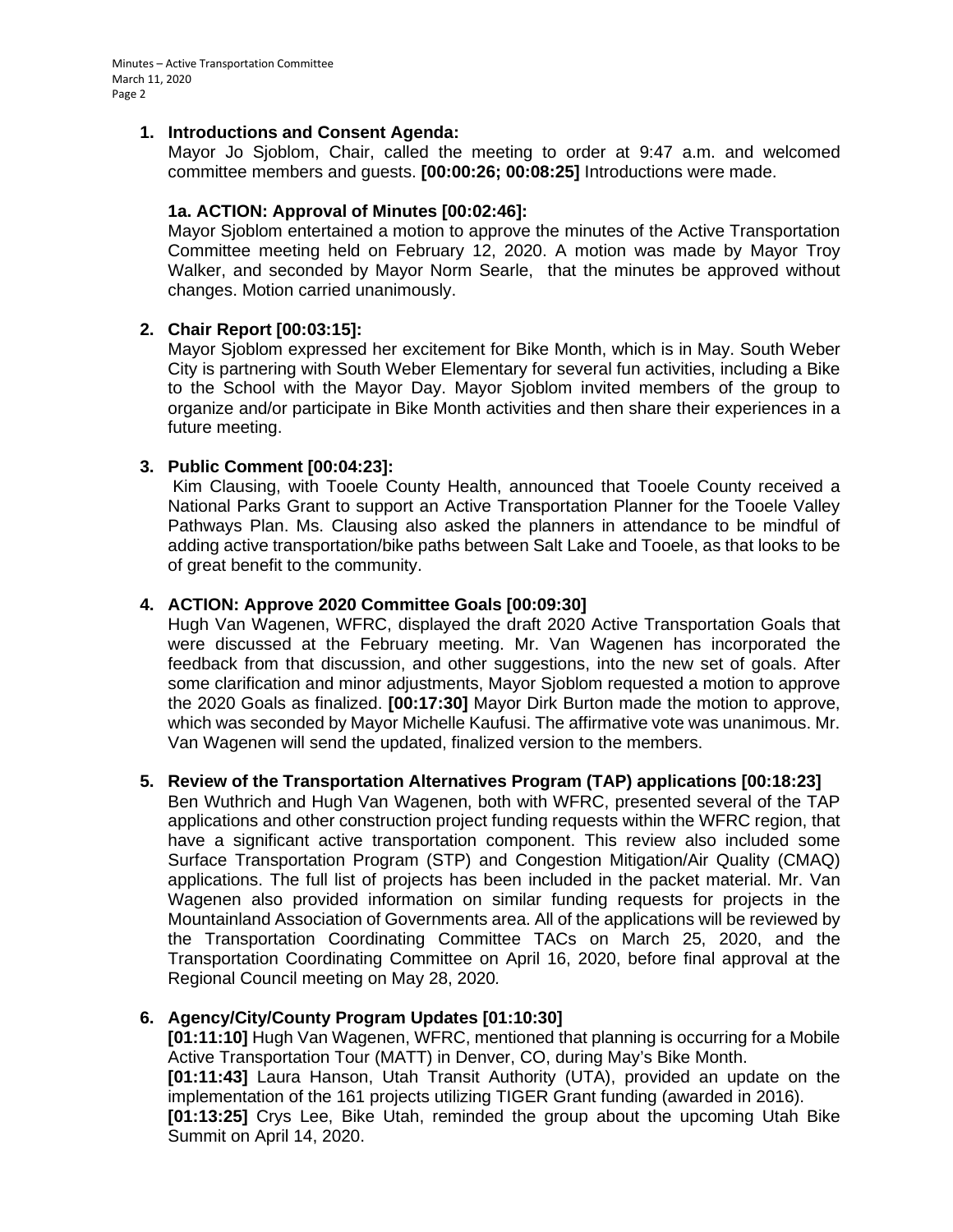1. **Introductions and Consent Agenda:**
   Mayor Jo Sjoblom, Chair, called the meeting to order at 9:47 a.m. and welcomed committee members and guests. **[00:00:26; 00:08:25]** Introductions were made.

   **1a. ACTION: Approval of Minutes [00:02:46]:**
   Mayor Sjoblom entertained a motion to approve the minutes of the Active Transportation Committee meeting held on February 12, 2020. A motion was made by Mayor Troy Walker, and seconded by Mayor Norm Searle, that the minutes be approved without changes. Motion carried unanimously.

2. **Chair Report [00:03:15]:**
   Mayor Sjoblom expressed her excitement for Bike Month, which is in May. South Weber City is partnering with South Weber Elementary for several fun activities, including a Bike to the School with the Mayor Day. Mayor Sjoblom invited members of the group to organize and/or participate in Bike Month activities and then share their experiences in a future meeting.

3. **Public Comment [00:04:23]:**
   Kim Clausing, with Tooele County Health, announced that Tooele County received a National Parks Grant to support an Active Transportation Planner for the Tooele Valley Pathways Plan. Ms. Clausing also asked the planners in attendance to be mindful of adding active transportation/bike paths between Salt Lake and Tooele, as that looks to be of great benefit to the community.

4. **ACTION: Approve 2020 Committee Goals [00:09:30]**
   Hugh Van Wagenen, WFRC, displayed the draft 2020 Active Transportation Goals that were discussed at the February meeting. Mr. Van Wagenen has incorporated the feedback from that discussion, and other suggestions, into the new set of goals. After some clarification and minor adjustments, Mayor Sjoblom requested a motion to approve the 2020 Goals as finalized. **[00:17:30]** Mayor Dirk Burton made the motion to approve, which was seconded by Mayor Michelle Kaufusi. The affirmative vote was unanimous. Mr. Van Wagenen will send the updated, finalized version to the members.

5. **Review of the Transportation Alternatives Program (TAP) applications [00:18:23]**
   Ben Wuthrich and Hugh Van Wagenen, both with WFRC, presented several of the TAP applications and other construction project funding requests within the WFRC region, that have a significant active transportation component. This review also included some Surface Transportation Program (STP) and Congestion Mitigation/Air Quality (CMAQ) applications. The full list of projects has been included in the packet material. Mr. Van Wagenen also provided information on similar funding requests for projects in the Mountainland Association of Governments area. All of the applications will be reviewed by the Transportation Coordinating Committee TACs on March 25, 2020, and the Transportation Coordinating Committee on April 16, 2020, before final approval at the Regional Council meeting on May 28, 2020.

6. **Agency/City/County Program Updates [01:10:30]**
   **[01:11:10]** Hugh Van Wagenen, WFRC, mentioned that planning is occurring for a Mobile Active Transportation Tour (MATT) in Denver, CO, during May's Bike Month.
   **[01:11:43]** Laura Hanson, Utah Transit Authority (UTA), provided an update on the implementation of the 161 projects utilizing TIGER Grant funding (awarded in 2016).
   **[01:13:25]** Crys Lee, Bike Utah, reminded the group about the upcoming Utah Bike Summit on April 14, 2020.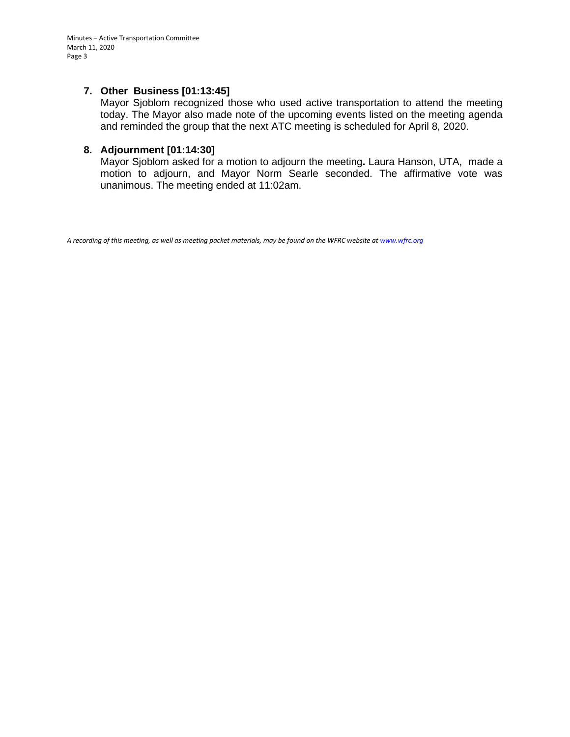**7. Other Business [01:13:45]**

Mayor Sjoblom recognized those who used active transportation to attend the meeting today. The Mayor also made note of the upcoming events listed on the meeting agenda and reminded the group that the next ATC meeting is scheduled for April 8, 2020.

**8. Adjournment [01:14:30]**

Mayor Sjoblom asked for a motion to adjourn the meeting**.** Laura Hanson, UTA, made a motion to adjourn, and Mayor Norm Searle seconded. The affirmative vote was unanimous. The meeting ended at 11:02am.

*A recording of this meeting, as well as meeting packet materials, may be found on the WFRC website at www.wfrc.org*